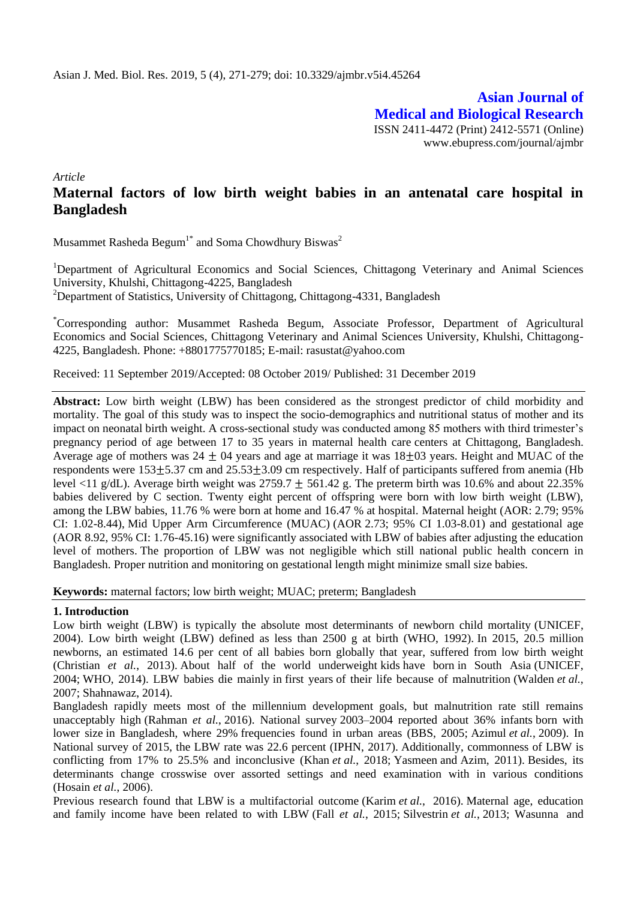Asian J. Med. Biol. Res. 2019, 5 (4), 271-279; doi: 10.3329/ajmbr.v5i4.45264

**Asian Journal of Medical and Biological Research**

ISSN 2411-4472 (Print) 2412-5571 (Online)
www.ebupress.com/journal/ajmbr

*Article*

# Maternal factors of low birth weight babies in an antenatal care hospital in Bangladesh

Musammet Rasheda Begum[1*] and Soma Chowdhury Biswas[2]

[1]Department of Agricultural Economics and Social Sciences, Chittagong Veterinary and Animal Sciences University, Khulshi, Chittagong-4225, Bangladesh

[2]Department of Statistics, University of Chittagong, Chittagong-4331, Bangladesh

[*]Corresponding author: Musammet Rasheda Begum, Associate Professor, Department of Agricultural Economics and Social Sciences, Chittagong Veterinary and Animal Sciences University, Khulshi, Chittagong-4225, Bangladesh. Phone: +8801775770185; E-mail: rasustat@yahoo.com

Received: 11 September 2019/Accepted: 08 October 2019/ Published: 31 December 2019

**Abstract:** Low birth weight (LBW) has been considered as the strongest predictor of child morbidity and mortality. The goal of this study was to inspect the socio-demographics and nutritional status of mother and its impact on neonatal birth weight. A cross-sectional study was conducted among 85 mothers with third trimester's pregnancy period of age between 17 to 35 years in maternal health care centers at Chittagong, Bangladesh. Average age of mothers was $24 \pm 04$ years and age at marriage it was $18 \pm 03$ years. Height and MUAC of the respondents were $153 \pm 5.37$ cm and $25.53 \pm 3.09$ cm respectively. Half of participants suffered from anemia (Hb level <11 g/dL). Average birth weight was $2759.7 \pm 561.42$ g. The preterm birth was 10.6% and about 22.35% babies delivered by C section. Twenty eight percent of offspring were born with low birth weight (LBW), among the LBW babies, 11.76 % were born at home and 16.47 % at hospital. Maternal height (AOR: 2.79; 95% CI: 1.02-8.44), Mid Upper Arm Circumference (MUAC) (AOR 2.73; 95% CI 1.03-8.01) and gestational age (AOR 8.92, 95% CI: 1.76-45.16) were significantly associated with LBW of babies after adjusting the education level of mothers. The proportion of LBW was not negligible which still national public health concern in Bangladesh. Proper nutrition and monitoring on gestational length might minimize small size babies.

**Keywords:** maternal factors; low birth weight; MUAC; preterm; Bangladesh

## 1. Introduction

Low birth weight (LBW) is typically the absolute most determinants of newborn child mortality (UNICEF, 2004). Low birth weight (LBW) defined as less than 2500 g at birth (WHO, 1992). In 2015, 20.5 million newborns, an estimated 14.6 per cent of all babies born globally that year, suffered from low birth weight (Christian *et al.*, 2013). About half of the world underweight kids have born in South Asia (UNICEF, 2004; WHO, 2014). LBW babies die mainly in first years of their life because of malnutrition (Walden *et al.*, 2007; Shahnawaz, 2014).

Bangladesh rapidly meets most of the millennium development goals, but malnutrition rate still remains unacceptably high (Rahman *et al.*, 2016). National survey 2003–2004 reported about 36% infants born with lower size in Bangladesh, where 29% frequencies found in urban areas (BBS, 2005; Azimul *et al.*, 2009). In National survey of 2015, the LBW rate was 22.6 percent (IPHN, 2017). Additionally, commonness of LBW is conflicting from 17% to 25.5% and inconclusive (Khan *et al.*, 2018; Yasmeen and Azim, 2011). Besides, its determinants change crosswise over assorted settings and need examination with in various conditions (Hosain *et al.*, 2006).

Previous research found that LBW is a multifactorial outcome (Karim *et al.*, 2016). Maternal age, education and family income have been related to with LBW (Fall *et al.*, 2015; Silvestrin *et al.*, 2013; Wasunna and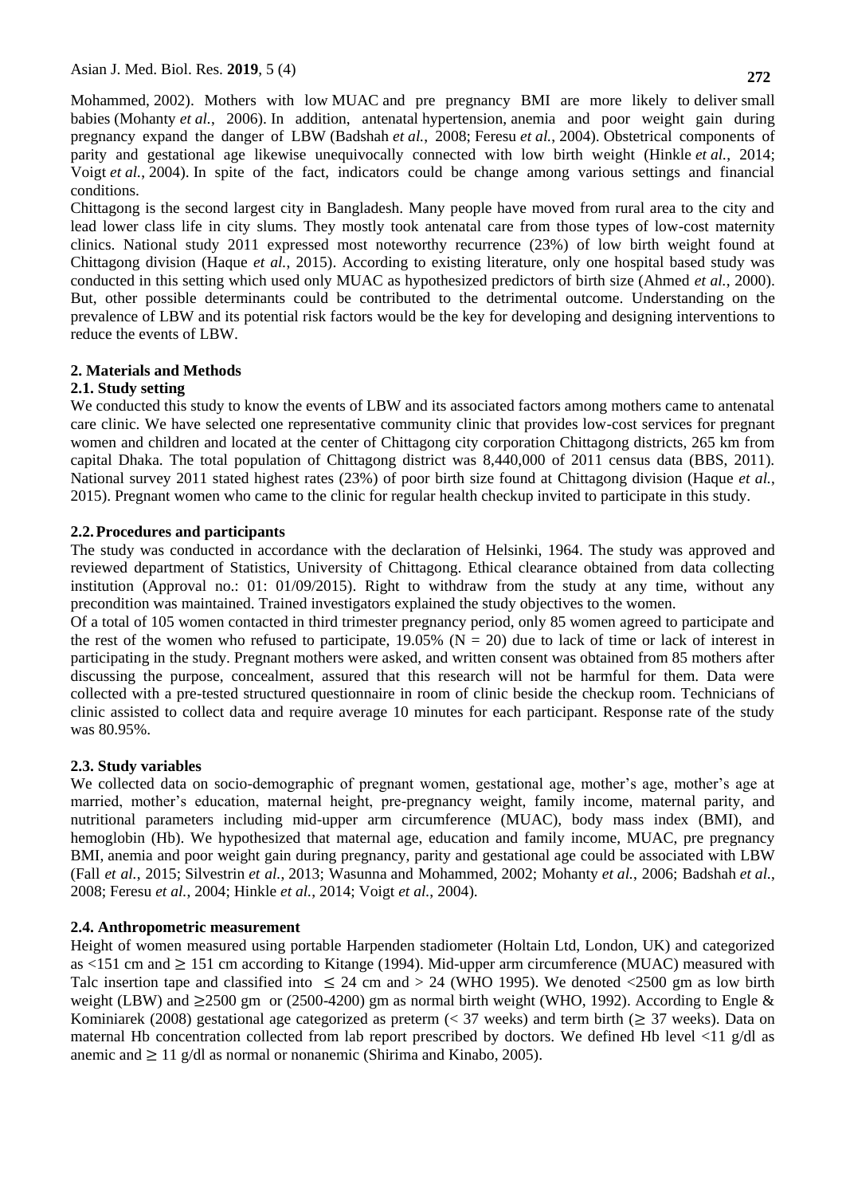Mohammed, 2002). Mothers with low MUAC and pre pregnancy BMI are more likely to deliver small babies (Mohanty *et al.*, 2006). In addition, antenatal hypertension, anemia and poor weight gain during pregnancy expand the danger of LBW (Badshah *et al.*, 2008; Feresu *et al.*, 2004). Obstetrical components of parity and gestational age likewise unequivocally connected with low birth weight (Hinkle *et al.*, 2014; Voigt *et al.*, 2004). In spite of the fact, indicators could be change among various settings and financial conditions.

Chittagong is the second largest city in Bangladesh. Many people have moved from rural area to the city and lead lower class life in city slums. They mostly took antenatal care from those types of low-cost maternity clinics. National study 2011 expressed most noteworthy recurrence (23%) of low birth weight found at Chittagong division (Haque *et al.*, 2015). According to existing literature, only one hospital based study was conducted in this setting which used only MUAC as hypothesized predictors of birth size (Ahmed *et al.*, 2000). But, other possible determinants could be contributed to the detrimental outcome. Understanding on the prevalence of LBW and its potential risk factors would be the key for developing and designing interventions to reduce the events of LBW.

## 2. Materials and Methods

### 2.1. Study setting

We conducted this study to know the events of LBW and its associated factors among mothers came to antenatal care clinic. We have selected one representative community clinic that provides low-cost services for pregnant women and children and located at the center of Chittagong city corporation Chittagong districts, 265 km from capital Dhaka. The total population of Chittagong district was 8,440,000 of 2011 census data (BBS, 2011). National survey 2011 stated highest rates (23%) of poor birth size found at Chittagong division (Haque *et al.*, 2015). Pregnant women who came to the clinic for regular health checkup invited to participate in this study.

### 2.2. Procedures and participants

The study was conducted in accordance with the declaration of Helsinki, 1964. The study was approved and reviewed department of Statistics, University of Chittagong. Ethical clearance obtained from data collecting institution (Approval no.: 01: 01/09/2015). Right to withdraw from the study at any time, without any precondition was maintained. Trained investigators explained the study objectives to the women.

Of a total of 105 women contacted in third trimester pregnancy period, only 85 women agreed to participate and the rest of the women who refused to participate, 19.05% (N = 20) due to lack of time or lack of interest in participating in the study. Pregnant mothers were asked, and written consent was obtained from 85 mothers after discussing the purpose, concealment, assured that this research will not be harmful for them. Data were collected with a pre-tested structured questionnaire in room of clinic beside the checkup room. Technicians of clinic assisted to collect data and require average 10 minutes for each participant. Response rate of the study was 80.95%.

### 2.3. Study variables

We collected data on socio-demographic of pregnant women, gestational age, mother's age, mother's age at married, mother's education, maternal height, pre-pregnancy weight, family income, maternal parity, and nutritional parameters including mid-upper arm circumference (MUAC), body mass index (BMI), and hemoglobin (Hb). We hypothesized that maternal age, education and family income, MUAC, pre pregnancy BMI, anemia and poor weight gain during pregnancy, parity and gestational age could be associated with LBW (Fall *et al.*, 2015; Silvestrin *et al.*, 2013; Wasunna and Mohammed, 2002; Mohanty *et al.*, 2006; Badshah *et al.*, 2008; Feresu *et al.*, 2004; Hinkle *et al.*, 2014; Voigt *et al.*, 2004).

### 2.4. Anthropometric measurement

Height of women measured using portable Harpenden stadiometer (Holtain Ltd, London, UK) and categorized as <151 cm and ≥ 151 cm according to Kitange (1994). Mid-upper arm circumference (MUAC) measured with Talc insertion tape and classified into ≤ 24 cm and > 24 (WHO 1995). We denoted <2500 gm as low birth weight (LBW) and ≥2500 gm or (2500-4200) gm as normal birth weight (WHO, 1992). According to Engle & Kominiarek (2008) gestational age categorized as preterm (< 37 weeks) and term birth (≥ 37 weeks). Data on maternal Hb concentration collected from lab report prescribed by doctors. We defined Hb level <11 g/dl as anemic and ≥ 11 g/dl as normal or nonanemic (Shirima and Kinabo, 2005).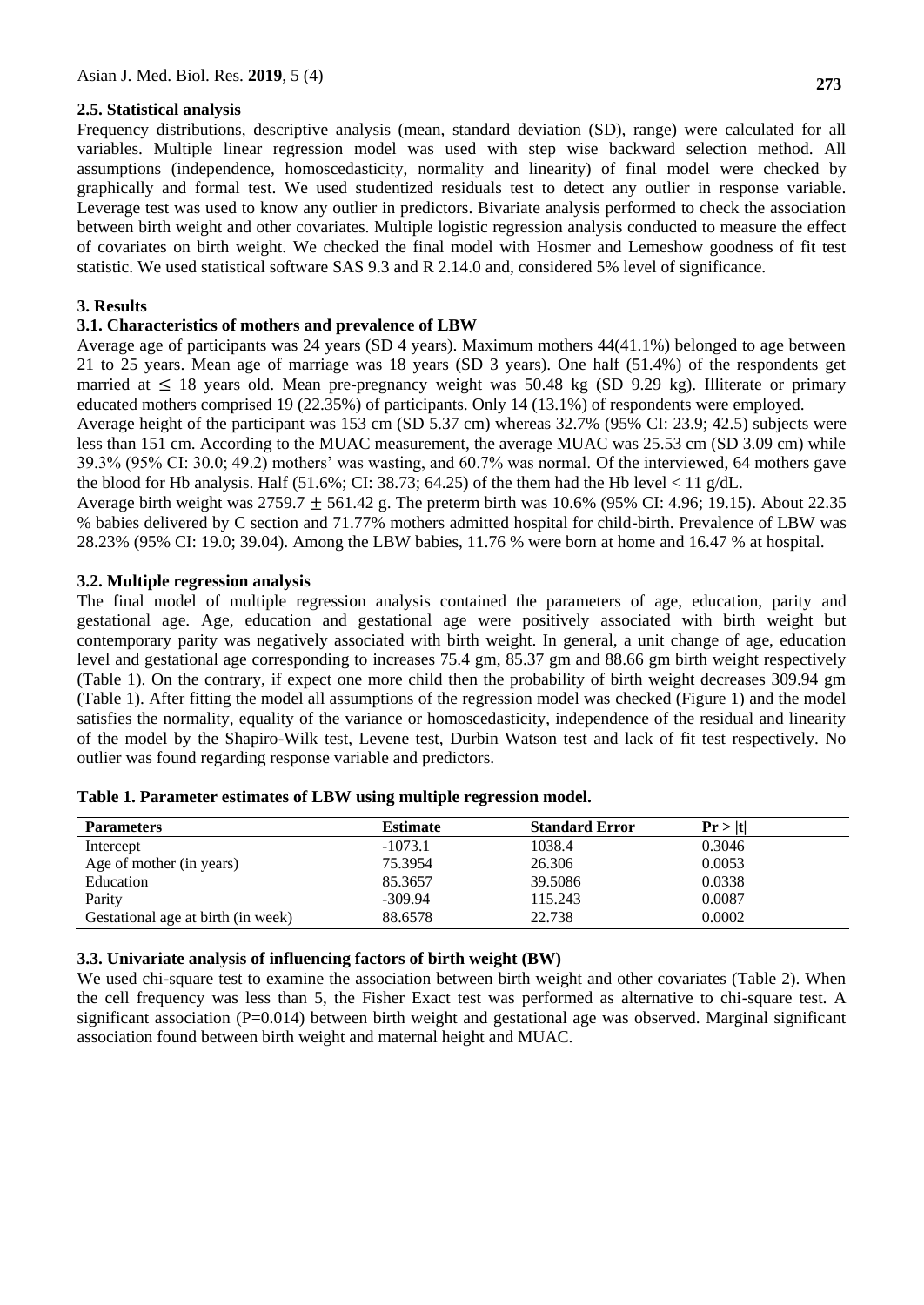### 2.5. Statistical analysis

Frequency distributions, descriptive analysis (mean, standard deviation (SD), range) were calculated for all variables. Multiple linear regression model was used with step wise backward selection method. All assumptions (independence, homoscedasticity, normality and linearity) of final model were checked by graphically and formal test. We used studentized residuals test to detect any outlier in response variable. Leverage test was used to know any outlier in predictors. Bivariate analysis performed to check the association between birth weight and other covariates. Multiple logistic regression analysis conducted to measure the effect of covariates on birth weight. We checked the final model with Hosmer and Lemeshow goodness of fit test statistic. We used statistical software SAS 9.3 and R 2.14.0 and, considered 5% level of significance.

## 3. Results

### 3.1. Characteristics of mothers and prevalence of LBW

Average age of participants was 24 years (SD 4 years). Maximum mothers 44(41.1%) belonged to age between 21 to 25 years. Mean age of marriage was 18 years (SD 3 years). One half (51.4%) of the respondents get married at $\leq$ 18 years old. Mean pre-pregnancy weight was 50.48 kg (SD 9.29 kg). Illiterate or primary educated mothers comprised 19 (22.35%) of participants. Only 14 (13.1%) of respondents were employed.

Average height of the participant was 153 cm (SD 5.37 cm) whereas 32.7% (95% CI: 23.9; 42.5) subjects were less than 151 cm. According to the MUAC measurement, the average MUAC was 25.53 cm (SD 3.09 cm) while 39.3% (95% CI: 30.0; 49.2) mothers' was wasting, and 60.7% was normal. Of the interviewed, 64 mothers gave the blood for Hb analysis. Half (51.6%; CI: 38.73; 64.25) of the them had the Hb level < 11 g/dL.

Average birth weight was 2759.7 $\pm$ 561.42 g. The preterm birth was 10.6% (95% CI: 4.96; 19.15). About 22.35 % babies delivered by C section and 71.77% mothers admitted hospital for child-birth. Prevalence of LBW was 28.23% (95% CI: 19.0; 39.04). Among the LBW babies, 11.76 % were born at home and 16.47 % at hospital.

### 3.2. Multiple regression analysis

The final model of multiple regression analysis contained the parameters of age, education, parity and gestational age. Age, education and gestational age were positively associated with birth weight but contemporary parity was negatively associated with birth weight. In general, a unit change of age, education level and gestational age corresponding to increases 75.4 gm, 85.37 gm and 88.66 gm birth weight respectively (Table 1). On the contrary, if expect one more child then the probability of birth weight decreases 309.94 gm (Table 1). After fitting the model all assumptions of the regression model was checked (Figure 1) and the model satisfies the normality, equality of the variance or homoscedasticity, independence of the residual and linearity of the model by the Shapiro-Wilk test, Levene test, Durbin Watson test and lack of fit test respectively. No outlier was found regarding response variable and predictors.

**Table 1. Parameter estimates of LBW using multiple regression model.**

| Parameters | Estimate | Standard Error | Pr > \|t\| |
|---|---|---|---|
| Intercept | -1073.1 | 1038.4 | 0.3046 |
| Age of mother (in years) | 75.3954 | 26.306 | 0.0053 |
| Education | 85.3657 | 39.5086 | 0.0338 |
| Parity | -309.94 | 115.243 | 0.0087 |
| Gestational age at birth (in week) | 88.6578 | 22.738 | 0.0002 |

### 3.3. Univariate analysis of influencing factors of birth weight (BW)

We used chi-square test to examine the association between birth weight and other covariates (Table 2). When the cell frequency was less than 5, the Fisher Exact test was performed as alternative to chi-square test. A significant association (P=0.014) between birth weight and gestational age was observed. Marginal significant association found between birth weight and maternal height and MUAC.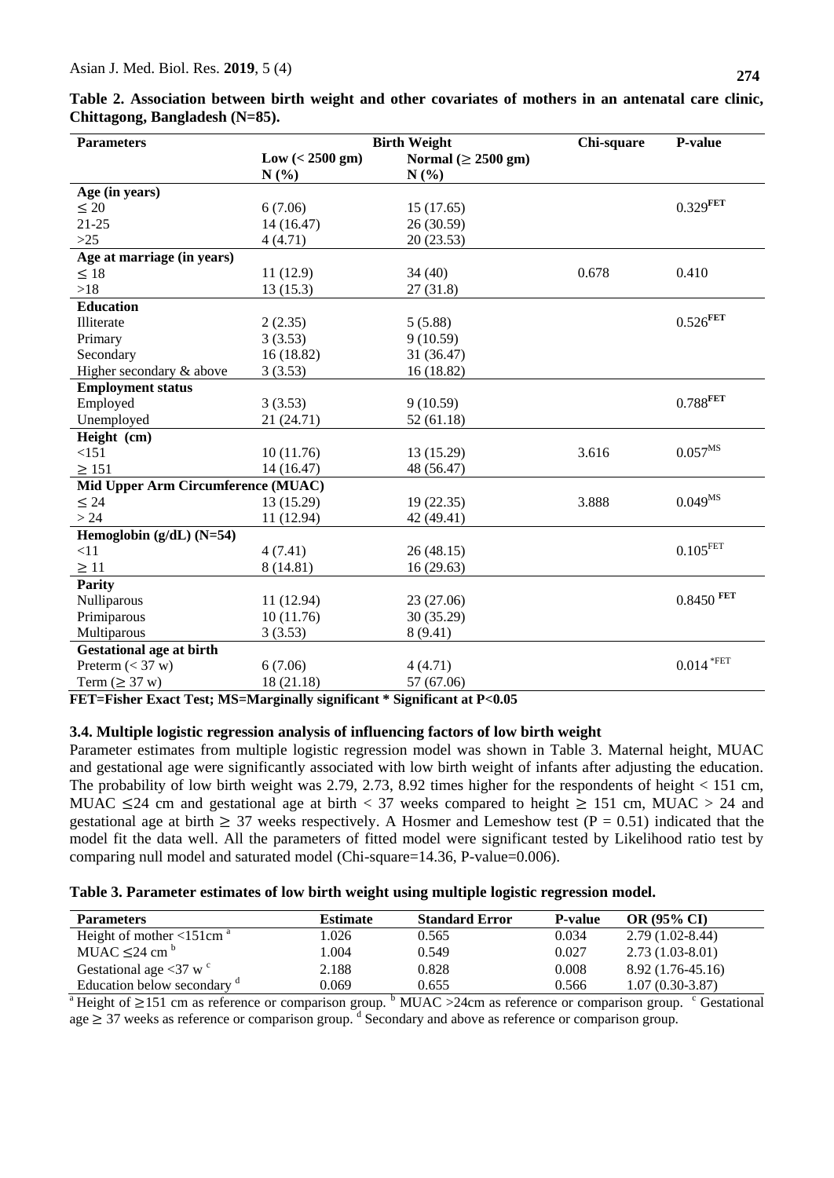**Table 2. Association between birth weight and other covariates of mothers in an antenatal care clinic, Chittagong, Bangladesh (N=85).**

| Parameters | Birth Weight | | Chi-square | P-value |
|---|---|---|---|---|
| | Low (< 2500 gm) N (%) | Normal (≥ 2500 gm) N (%) | | |
| **Age (in years)** | | | | |
| ≤ 20 | 6 (7.06) | 15 (17.65) | | 0.329[FET] |
| 21-25 | 14 (16.47) | 26 (30.59) | | |
| >25 | 4 (4.71) | 20 (23.53) | | |
| **Age at marriage (in years)** | | | | |
| ≤ 18 | 11 (12.9) | 34 (40) | 0.678 | 0.410 |
| >18 | 13 (15.3) | 27 (31.8) | | |
| **Education** | | | | |
| Illiterate | 2 (2.35) | 5 (5.88) | | 0.526[FET] |
| Primary | 3 (3.53) | 9 (10.59) | | |
| Secondary | 16 (18.82) | 31 (36.47) | | |
| Higher secondary & above | 3 (3.53) | 16 (18.82) | | |
| **Employment status** | | | | |
| Employed | 3 (3.53) | 9 (10.59) | | 0.788[FET] |
| Unemployed | 21 (24.71) | 52 (61.18) | | |
| **Height (cm)** | | | | |
| <151 | 10 (11.76) | 13 (15.29) | 3.616 | 0.057[MS] |
| ≥ 151 | 14 (16.47) | 48 (56.47) | | |
| **Mid Upper Arm Circumference (MUAC)** | | | | |
| ≤ 24 | 13 (15.29) | 19 (22.35) | 3.888 | 0.049[MS] |
| > 24 | 11 (12.94) | 42 (49.41) | | |
| **Hemoglobin (g/dL) (N=54)** | | | | |
| <11 | 4 (7.41) | 26 (48.15) | | 0.105[FET] |
| ≥ 11 | 8 (14.81) | 16 (29.63) | | |
| **Parity** | | | | |
| Nulliparous | 11 (12.94) | 23 (27.06) | | 0.8450 [FET] |
| Primiparous | 10 (11.76) | 30 (35.29) | | |
| Multiparous | 3 (3.53) | 8 (9.41) | | |
| **Gestational age at birth** | | | | |
| Preterm (< 37 w) | 6 (7.06) | 4 (4.71) | | 0.014 [*FET] |
| Term (≥ 37 w) | 18 (21.18) | 57 (67.06) | | |

**FET=Fisher Exact Test; MS=Marginally significant * Significant at P<0.05**

### 3.4. Multiple logistic regression analysis of influencing factors of low birth weight

Parameter estimates from multiple logistic regression model was shown in Table 3. Maternal height, MUAC and gestational age were significantly associated with low birth weight of infants after adjusting the education. The probability of low birth weight was 2.79, 2.73, 8.92 times higher for the respondents of height < 151 cm, MUAC ≤24 cm and gestational age at birth < 37 weeks compared to height ≥ 151 cm, MUAC > 24 and gestational age at birth ≥ 37 weeks respectively. A Hosmer and Lemeshow test (P = 0.51) indicated that the model fit the data well. All the parameters of fitted model were significant tested by Likelihood ratio test by comparing null model and saturated model (Chi-square=14.36, P-value=0.006).

**Table 3. Parameter estimates of low birth weight using multiple logistic regression model.**

| Parameters | Estimate | Standard Error | P-value | OR (95% CI) |
|---|---|---|---|---|
| Height of mother <151cm [a] | 1.026 | 0.565 | 0.034 | 2.79 (1.02-8.44) |
| MUAC ≤24 cm [b] | 1.004 | 0.549 | 0.027 | 2.73 (1.03-8.01) |
| Gestational age <37 w [c] | 2.188 | 0.828 | 0.008 | 8.92 (1.76-45.16) |
| Education below secondary [d] | 0.069 | 0.655 | 0.566 | 1.07 (0.30-3.87) |

[a] Height of ≥151 cm as reference or comparison group. [b] MUAC >24cm as reference or comparison group. [c] Gestational age ≥ 37 weeks as reference or comparison group. [d] Secondary and above as reference or comparison group.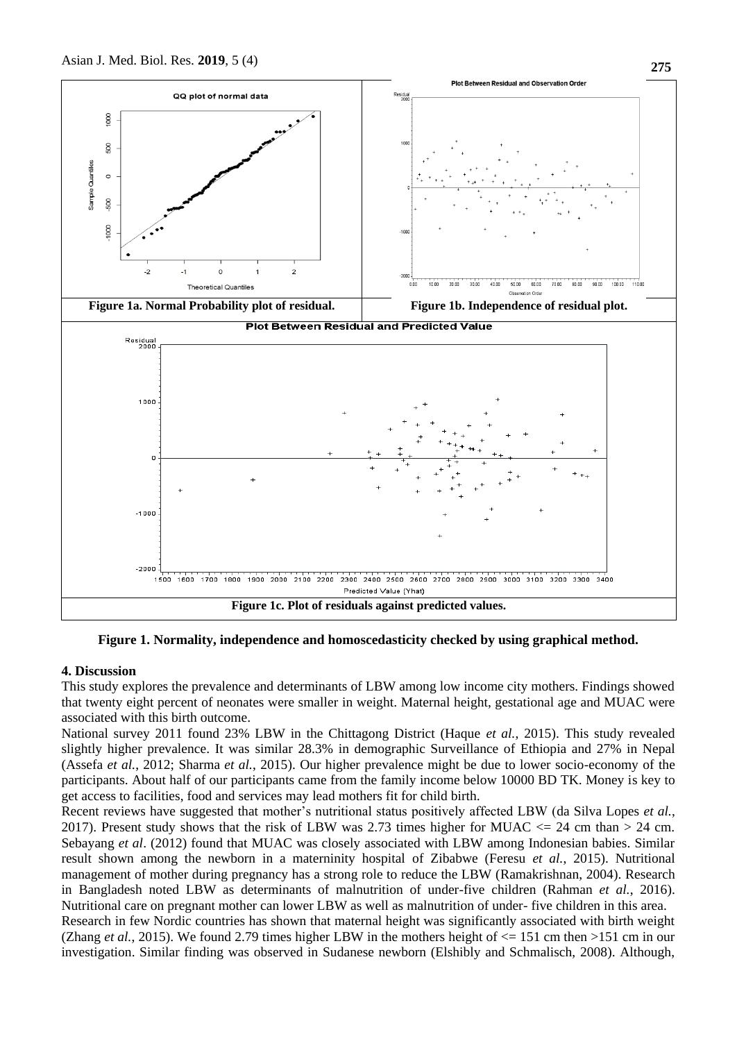Figure 1a. Normal Probability plot of residual.

Figure 1b. Independence of residual plot.

Figure 1c. Plot of residuals against predicted values.

**Figure 1. Normality, independence and homoscedasticity checked by using graphical method.**

## 4. Discussion

This study explores the prevalence and determinants of LBW among low income city mothers. Findings showed that twenty eight percent of neonates were smaller in weight. Maternal height, gestational age and MUAC were associated with this birth outcome.

National survey 2011 found 23% LBW in the Chittagong District (Haque *et al.,* 2015). This study revealed slightly higher prevalence. It was similar 28.3% in demographic Surveillance of Ethiopia and 27% in Nepal (Assefa *et al.*, 2012; Sharma *et al.*, 2015). Our higher prevalence might be due to lower socio-economy of the participants. About half of our participants came from the family income below 10000 BD TK. Money is key to get access to facilities, food and services may lead mothers fit for child birth.

Recent reviews have suggested that mother's nutritional status positively affected LBW (da Silva Lopes *et al.*, 2017). Present study shows that the risk of LBW was 2.73 times higher for MUAC <= 24 cm than > 24 cm. Sebayang *et al*. (2012) found that MUAC was closely associated with LBW among Indonesian babies. Similar result shown among the newborn in a materninity hospital of Zibabwe (Feresu *et al.*, 2015). Nutritional management of mother during pregnancy has a strong role to reduce the LBW (Ramakrishnan, 2004). Research in Bangladesh noted LBW as determinants of malnutrition of under-five children (Rahman *et al.,* 2016). Nutritional care on pregnant mother can lower LBW as well as malnutrition of under- five children in this area.

Research in few Nordic countries has shown that maternal height was significantly associated with birth weight (Zhang *et al.*, 2015). We found 2.79 times higher LBW in the mothers height of <= 151 cm then >151 cm in our investigation. Similar finding was observed in Sudanese newborn (Elshibly and Schmalisch, 2008). Although,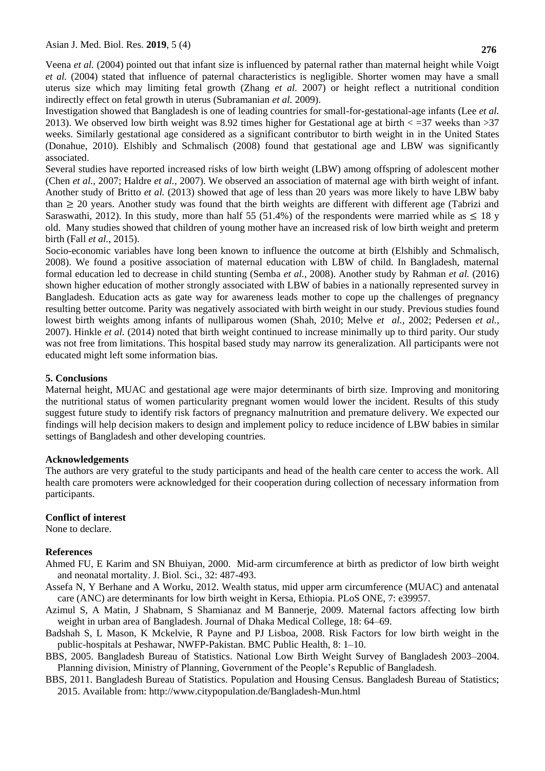Veena *et al.* (2004) pointed out that infant size is influenced by paternal rather than maternal height while Voigt *et al.* (2004) stated that influence of paternal characteristics is negligible. Shorter women may have a small uterus size which may limiting fetal growth (Zhang *et al.* 2007) or height reflect a nutritional condition indirectly effect on fetal growth in uterus (Subramanian *et al.* 2009).

Investigation showed that Bangladesh is one of leading countries for small-for-gestational-age infants (Lee *et al.* 2013). We observed low birth weight was 8.92 times higher for Gestational age at birth < =37 weeks than >37 weeks. Similarly gestational age considered as a significant contributor to birth weight in in the United States (Donahue, 2010). Elshibly and Schmalisch (2008) found that gestational age and LBW was significantly associated.

Several studies have reported increased risks of low birth weight (LBW) among offspring of adolescent mother (Chen *et al.*, 2007; Haldre *et al.*, 2007). We observed an association of maternal age with birth weight of infant. Another study of Britto *et al.* (2013) showed that age of less than 20 years was more likely to have LBW baby than ≥ 20 years. Another study was found that the birth weights are different with different age (Tabrizi and Saraswathi, 2012). In this study, more than half 55 (51.4%) of the respondents were married while as ≤ 18 y old. Many studies showed that children of young mother have an increased risk of low birth weight and preterm birth (Fall *et al.*, 2015).

Socio-economic variables have long been known to influence the outcome at birth (Elshibly and Schmalisch, 2008). We found a positive association of maternal education with LBW of child. In Bangladesh, maternal formal education led to decrease in child stunting (Semba *et al.*, 2008). Another study by Rahman *et al.* (2016) shown higher education of mother strongly associated with LBW of babies in a nationally represented survey in Bangladesh. Education acts as gate way for awareness leads mother to cope up the challenges of pregnancy resulting better outcome. Parity was negatively associated with birth weight in our study. Previous studies found lowest birth weights among infants of nulliparous women (Shah, 2010; Melve *et al.*, 2002; Pedersen *et al.*, 2007). Hinkle *et al.* (2014) noted that birth weight continued to increase minimally up to third parity. Our study was not free from limitations. This hospital based study may narrow its generalization. All participants were not educated might left some information bias.

## 5. Conclusions

Maternal height, MUAC and gestational age were major determinants of birth size. Improving and monitoring the nutritional status of women particularity pregnant women would lower the incident. Results of this study suggest future study to identify risk factors of pregnancy malnutrition and premature delivery. We expected our findings will help decision makers to design and implement policy to reduce incidence of LBW babies in similar settings of Bangladesh and other developing countries.

## Acknowledgements

The authors are very grateful to the study participants and head of the health care center to access the work. All health care promoters were acknowledged for their cooperation during collection of necessary information from participants.

## Conflict of interest

None to declare.

## References

Ahmed FU, E Karim and SN Bhuiyan, 2000. Mid-arm circumference at birth as predictor of low birth weight and neonatal mortality. J. Biol. Sci., 32: 487-493.

Assefa N, Y Berhane and A Worku, 2012. Wealth status, mid upper arm circumference (MUAC) and antenatal care (ANC) are determinants for low birth weight in Kersa, Ethiopia. PLoS ONE, 7: e39957.

Azimul S, A Matin, J Shabnam, S Shamianaz and M Bannerje, 2009. Maternal factors affecting low birth weight in urban area of Bangladesh. Journal of Dhaka Medical College, 18: 64–69.

Badshah S, L Mason, K Mckelvie, R Payne and PJ Lisboa, 2008. Risk Factors for low birth weight in the public-hospitals at Peshawar, NWFP-Pakistan. BMC Public Health, 8: 1–10.

BBS, 2005. Bangladesh Bureau of Statistics. National Low Birth Weight Survey of Bangladesh 2003–2004. Planning division, Ministry of Planning, Government of the People's Republic of Bangladesh.

BBS, 2011. Bangladesh Bureau of Statistics. Population and Housing Census. Bangladesh Bureau of Statistics; 2015. Available from: http://www.citypopulation.de/Bangladesh-Mun.html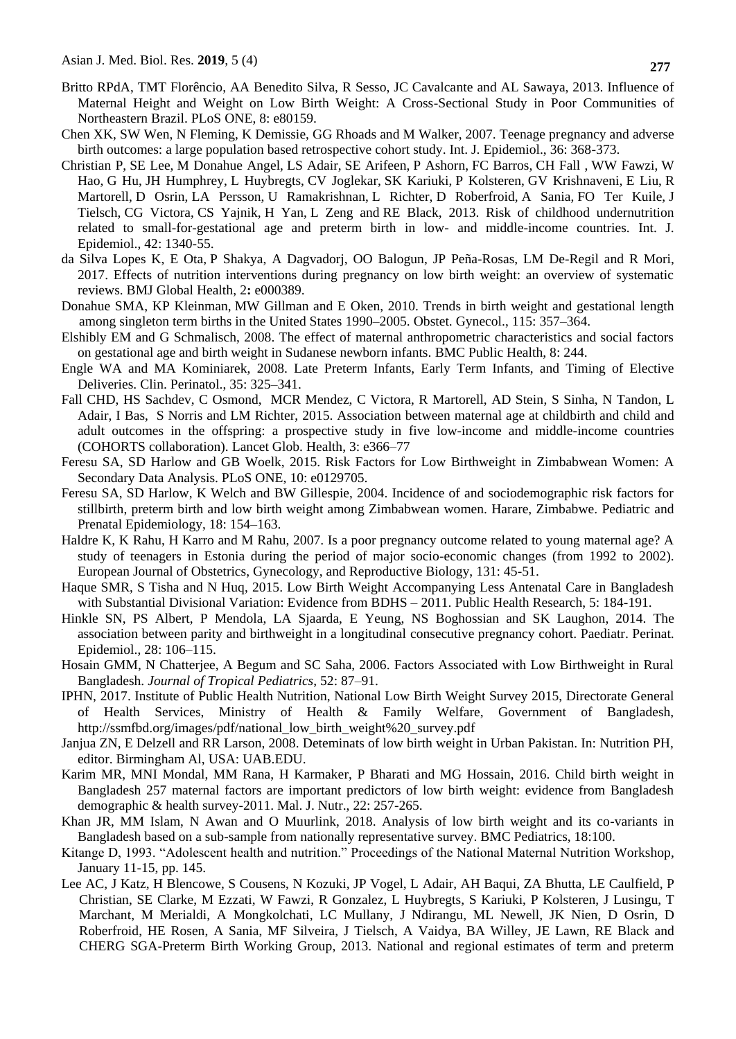Britto RPdA, TMT Florêncio, AA Benedito Silva, R Sesso, JC Cavalcante and AL Sawaya, 2013. Influence of Maternal Height and Weight on Low Birth Weight: A Cross-Sectional Study in Poor Communities of Northeastern Brazil. PLoS ONE, 8: e80159.

Chen XK, SW Wen, N Fleming, K Demissie, GG Rhoads and M Walker, 2007. Teenage pregnancy and adverse birth outcomes: a large population based retrospective cohort study. Int. J. Epidemiol., 36: 368-373.

Christian P, SE Lee, M Donahue Angel, LS Adair, SE Arifeen, P Ashorn, FC Barros, CH Fall , WW Fawzi, W Hao, G Hu, JH Humphrey, L Huybregts, CV Joglekar, SK Kariuki, P Kolsteren, GV Krishnaveni, E Liu, R Martorell, D Osrin, LA Persson, U Ramakrishnan, L Richter, D Roberfroid, A Sania, FO Ter Kuile, J Tielsch, CG Victora, CS Yajnik, H Yan, L Zeng and RE Black, 2013. Risk of childhood undernutrition related to small-for-gestational age and preterm birth in low- and middle-income countries. Int. J. Epidemiol., 42: 1340-55.

da Silva Lopes K, E Ota, P Shakya, A Dagvadorj, OO Balogun, JP Peña-Rosas, LM De-Regil and R Mori, 2017. Effects of nutrition interventions during pregnancy on low birth weight: an overview of systematic reviews. BMJ Global Health, 2**:** e000389.

Donahue SMA, KP Kleinman, MW Gillman and E Oken, 2010. Trends in birth weight and gestational length among singleton term births in the United States 1990–2005. Obstet. Gynecol., 115: 357–364.

Elshibly EM and G Schmalisch, 2008. The effect of maternal anthropometric characteristics and social factors on gestational age and birth weight in Sudanese newborn infants. BMC Public Health, 8: 244.

Engle WA and MA Kominiarek, 2008. Late Preterm Infants, Early Term Infants, and Timing of Elective Deliveries. Clin. Perinatol., 35: 325–341.

Fall CHD, HS Sachdev, C Osmond, MCR Mendez, C Victora, R Martorell, AD Stein, S Sinha, N Tandon, L Adair, I Bas, S Norris and LM Richter, 2015. Association between maternal age at childbirth and child and adult outcomes in the offspring: a prospective study in five low-income and middle-income countries (COHORTS collaboration). Lancet Glob. Health, 3: e366–77

Feresu SA, SD Harlow and GB Woelk, 2015. Risk Factors for Low Birthweight in Zimbabwean Women: A Secondary Data Analysis. PLoS ONE, 10: e0129705.

Feresu SA, SD Harlow, K Welch and BW Gillespie, 2004. Incidence of and sociodemographic risk factors for stillbirth, preterm birth and low birth weight among Zimbabwean women. Harare, Zimbabwe. Pediatric and Prenatal Epidemiology, 18: 154–163.

Haldre K, K Rahu, H Karro and M Rahu, 2007. Is a poor pregnancy outcome related to young maternal age? A study of teenagers in Estonia during the period of major socio-economic changes (from 1992 to 2002). European Journal of Obstetrics, Gynecology, and Reproductive Biology, 131: 45-51.

Haque SMR, S Tisha and N Huq, 2015. Low Birth Weight Accompanying Less Antenatal Care in Bangladesh with Substantial Divisional Variation: Evidence from BDHS – 2011. Public Health Research, 5: 184-191.

Hinkle SN, PS Albert, P Mendola, LA Sjaarda, E Yeung, NS Boghossian and SK Laughon, 2014. The association between parity and birthweight in a longitudinal consecutive pregnancy cohort. Paediatr. Perinat. Epidemiol., 28: 106–115.

Hosain GMM, N Chatterjee, A Begum and SC Saha, 2006. Factors Associated with Low Birthweight in Rural Bangladesh. *Journal of Tropical Pediatrics*, 52: 87–91.

IPHN, 2017. Institute of Public Health Nutrition, National Low Birth Weight Survey 2015, Directorate General of Health Services, Ministry of Health & Family Welfare, Government of Bangladesh, http://ssmfbd.org/images/pdf/national_low_birth_weight%20_survey.pdf

Janjua ZN, E Delzell and RR Larson, 2008. Deteminats of low birth weight in Urban Pakistan. In: Nutrition PH, editor. Birmingham Al, USA: UAB.EDU.

Karim MR, MNI Mondal, MM Rana, H Karmaker, P Bharati and MG Hossain, 2016. Child birth weight in Bangladesh 257 maternal factors are important predictors of low birth weight: evidence from Bangladesh demographic & health survey-2011. Mal. J. Nutr., 22: 257-265.

Khan JR, MM Islam, N Awan and O Muurlink, 2018. Analysis of low birth weight and its co-variants in Bangladesh based on a sub-sample from nationally representative survey. BMC Pediatrics, 18:100.

Kitange D, 1993. "Adolescent health and nutrition." Proceedings of the National Maternal Nutrition Workshop, January 11-15, pp. 145.

Lee AC, J Katz, H Blencowe, S Cousens, N Kozuki, JP Vogel, L Adair, AH Baqui, ZA Bhutta, LE Caulfield, P Christian, SE Clarke, M Ezzati, W Fawzi, R Gonzalez, L Huybregts, S Kariuki, P Kolsteren, J Lusingu, T Marchant, M Merialdi, A Mongkolchati, LC Mullany, J Ndirangu, ML Newell, JK Nien, D Osrin, D Roberfroid, HE Rosen, A Sania, MF Silveira, J Tielsch, A Vaidya, BA Willey, JE Lawn, RE Black and CHERG SGA-Preterm Birth Working Group, 2013. National and regional estimates of term and preterm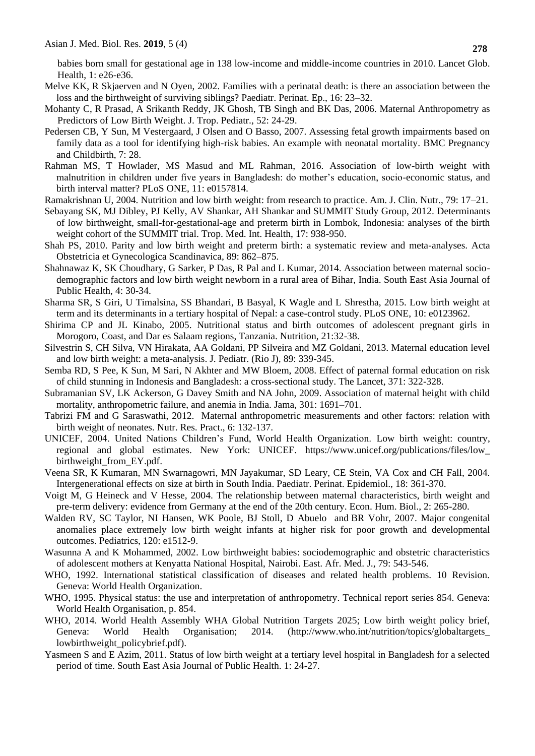babies born small for gestational age in 138 low-income and middle-income countries in 2010. Lancet Glob. Health, 1: e26-e36.

Melve KK, R Skjaerven and N Oyen, 2002. Families with a perinatal death: is there an association between the loss and the birthweight of surviving siblings? Paediatr. Perinat. Ep., 16: 23–32.

Mohanty C, R Prasad, A Srikanth Reddy, JK Ghosh, TB Singh and BK Das, 2006. Maternal Anthropometry as Predictors of Low Birth Weight. J. Trop. Pediatr., 52: 24-29.

Pedersen CB, Y Sun, M Vestergaard, J Olsen and O Basso, 2007. Assessing fetal growth impairments based on family data as a tool for identifying high-risk babies. An example with neonatal mortality. BMC Pregnancy and Childbirth, 7: 28.

Rahman MS, T Howlader, MS Masud and ML Rahman, 2016. Association of low-birth weight with malnutrition in children under five years in Bangladesh: do mother's education, socio-economic status, and birth interval matter? PLoS ONE, 11: e0157814.

Ramakrishnan U, 2004. Nutrition and low birth weight: from research to practice. Am. J. Clin. Nutr., 79: 17–21.

Sebayang SK, MJ Dibley, PJ Kelly, AV Shankar, AH Shankar and SUMMIT Study Group, 2012. Determinants of low birthweight, small-for-gestational-age and preterm birth in Lombok, Indonesia: analyses of the birth weight cohort of the SUMMIT trial. Trop. Med. Int. Health, 17: 938-950.

Shah PS, 2010. Parity and low birth weight and preterm birth: a systematic review and meta-analyses. Acta Obstetricia et Gynecologica Scandinavica, 89: 862–875.

Shahnawaz K, SK Choudhary, G Sarker, P Das, R Pal and L Kumar, 2014. Association between maternal socio-demographic factors and low birth weight newborn in a rural area of Bihar, India. South East Asia Journal of Public Health, 4: 30-34.

Sharma SR, S Giri, U Timalsina, SS Bhandari, B Basyal, K Wagle and L Shrestha, 2015. Low birth weight at term and its determinants in a tertiary hospital of Nepal: a case-control study. PLoS ONE, 10: e0123962.

Shirima CP and JL Kinabo, 2005. Nutritional status and birth outcomes of adolescent pregnant girls in Morogoro, Coast, and Dar es Salaam regions, Tanzania. Nutrition, 21:32-38.

Silvestrin S, CH Silva, VN Hirakata, AA Goldani, PP Silveira and MZ Goldani, 2013. Maternal education level and low birth weight: a meta-analysis. J. Pediatr. (Rio J), 89: 339-345.

Semba RD, S Pee, K Sun, M Sari, N Akhter and MW Bloem, 2008. Effect of paternal formal education on risk of child stunning in Indonesia and Bangladesh: a cross-sectional study. The Lancet, 371: 322-328.

Subramanian SV, LK Ackerson, G Davey Smith and NA John, 2009. Association of maternal height with child mortality, anthropometric failure, and anemia in India. Jama, 301: 1691–701.

Tabrizi FM and G Saraswathi, 2012. Maternal anthropometric measurements and other factors: relation with birth weight of neonates. Nutr. Res. Pract., 6: 132-137.

UNICEF, 2004. United Nations Children's Fund, World Health Organization. Low birth weight: country, regional and global estimates. New York: UNICEF. https://www.unicef.org/publications/files/low_birthweight_from_EY.pdf.

Veena SR, K Kumaran, MN Swarnagowri, MN Jayakumar, SD Leary, CE Stein, VA Cox and CH Fall, 2004. Intergenerational effects on size at birth in South India. Paediatr. Perinat. Epidemiol., 18: 361-370.

Voigt M, G Heineck and V Hesse, 2004. The relationship between maternal characteristics, birth weight and pre-term delivery: evidence from Germany at the end of the 20th century. Econ. Hum. Biol., 2: 265-280.

Walden RV, SC Taylor, NI Hansen, WK Poole, BJ Stoll, D Abuelo and BR Vohr, 2007. Major congenital anomalies place extremely low birth weight infants at higher risk for poor growth and developmental outcomes. Pediatrics, 120: e1512-9.

Wasunna A and K Mohammed, 2002. Low birthweight babies: sociodemographic and obstetric characteristics of adolescent mothers at Kenyatta National Hospital, Nairobi. East. Afr. Med. J., 79: 543-546.

WHO, 1992. International statistical classification of diseases and related health problems. 10 Revision. Geneva: World Health Organization.

WHO, 1995. Physical status: the use and interpretation of anthropometry. Technical report series 854. Geneva: World Health Organisation, p. 854.

WHO, 2014. World Health Assembly WHA Global Nutrition Targets 2025; Low birth weight policy brief, Geneva: World Health Organisation; 2014. (http://www.who.int/nutrition/topics/globaltargets_lowbirthweight_policybrief.pdf).

Yasmeen S and E Azim, 2011. Status of low birth weight at a tertiary level hospital in Bangladesh for a selected period of time. South East Asia Journal of Public Health. 1: 24-27.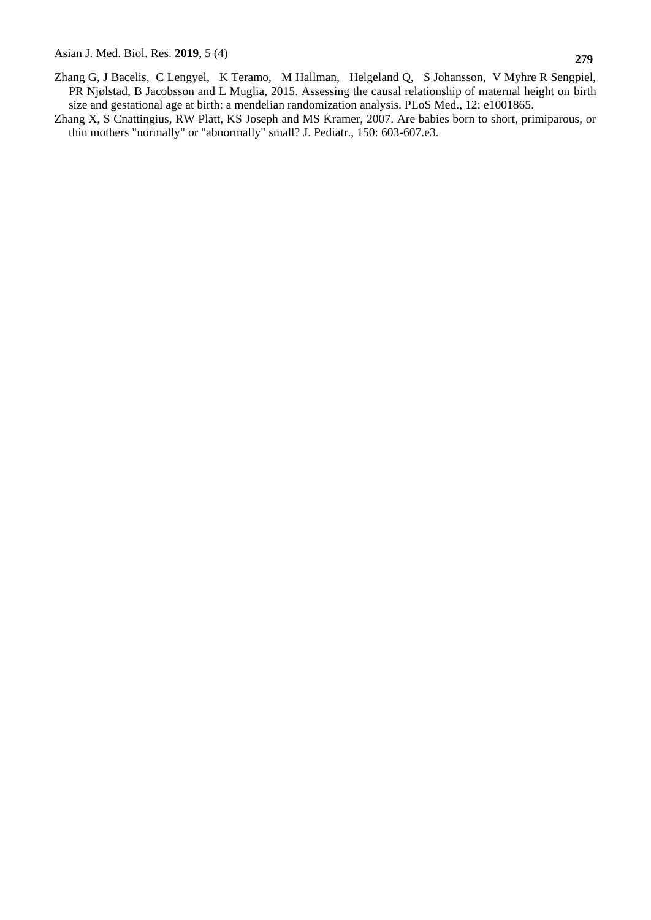Zhang G, J Bacelis, C Lengyel, K Teramo, M Hallman, Helgeland Q, S Johansson, V Myhre R Sengpiel, PR Njølstad, B Jacobsson and L Muglia, 2015. Assessing the causal relationship of maternal height on birth size and gestational age at birth: a mendelian randomization analysis. PLoS Med., 12: e1001865.

Zhang X, S Cnattingius, RW Platt, KS Joseph and MS Kramer, 2007. Are babies born to short, primiparous, or thin mothers "normally" or "abnormally" small? J. Pediatr., 150: 603-607.e3.